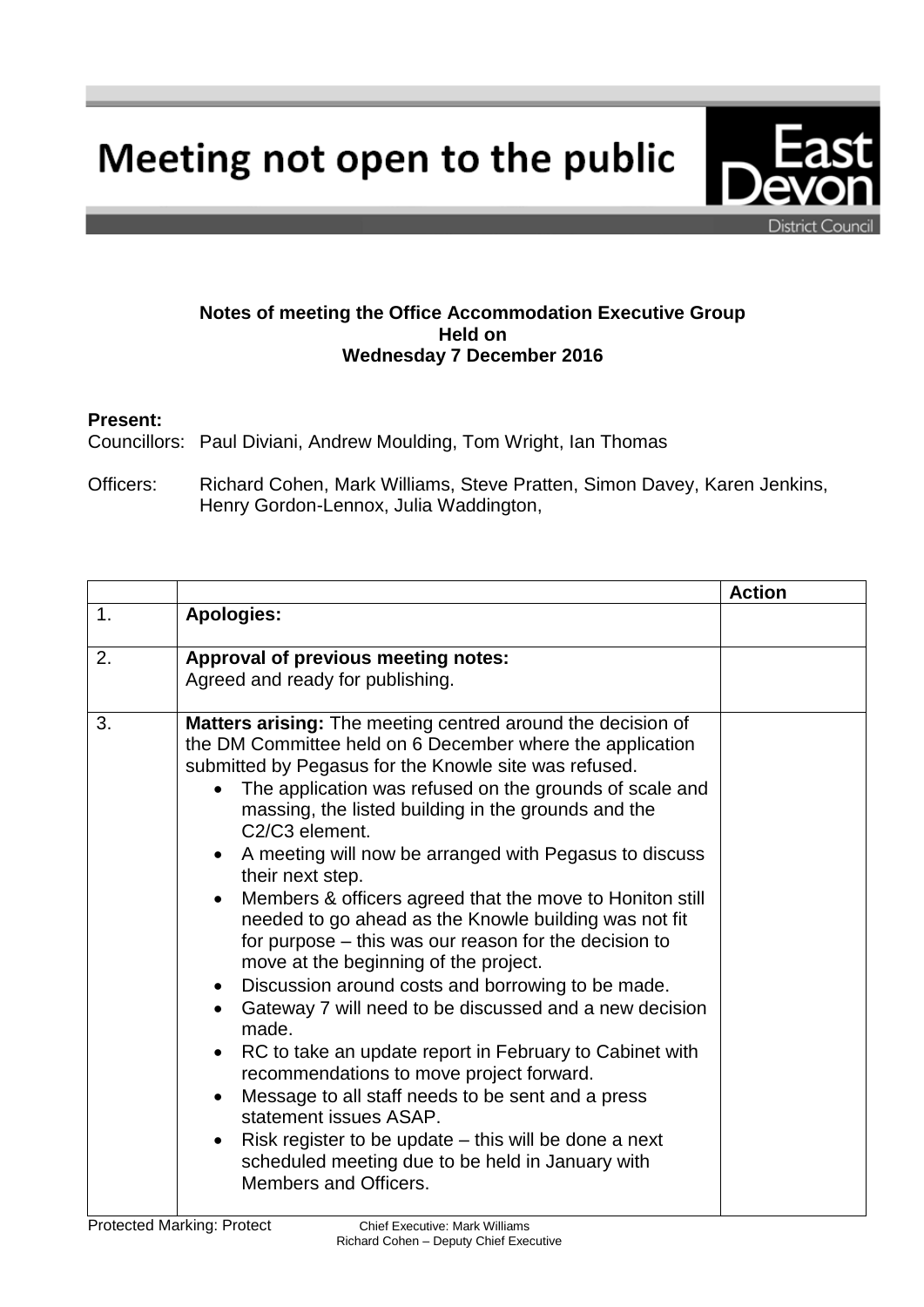# Meeting not open to the public

East Devon District Council

**Notes of meeting the Office Accommodation Executive Group**
**Held on**
**Wednesday 7 December 2016**

**Present:**

Councillors: Paul Diviani, Andrew Moulding, Tom Wright, Ian Thomas

Officers: Richard Cohen, Mark Williams, Steve Pratten, Simon Davey, Karen Jenkins, Henry Gordon-Lennox, Julia Waddington,

| | | Action |
|---|---|---|
| 1. | **Apologies:** | |
| 2. | **Approval of previous meeting notes:**<br>Agreed and ready for publishing. | |
| 3. | **Matters arising:** The meeting centred around the decision of the DM Committee held on 6 December where the application submitted by Pegasus for the Knowle site was refused.<br>• The application was refused on the grounds of scale and massing, the listed building in the grounds and the C2/C3 element.<br>• A meeting will now be arranged with Pegasus to discuss their next step.<br>• Members & officers agreed that the move to Honiton still needed to go ahead as the Knowle building was not fit for purpose – this was our reason for the decision to move at the beginning of the project.<br>• Discussion around costs and borrowing to be made.<br>• Gateway 7 will need to be discussed and a new decision made.<br>• RC to take an update report in February to Cabinet with recommendations to move project forward.<br>• Message to all staff needs to be sent and a press statement issues ASAP.<br>• Risk register to be update – this will be done a next scheduled meeting due to be held in January with Members and Officers. | |

Protected Marking: Protect

Chief Executive: Mark Williams
Richard Cohen – Deputy Chief Executive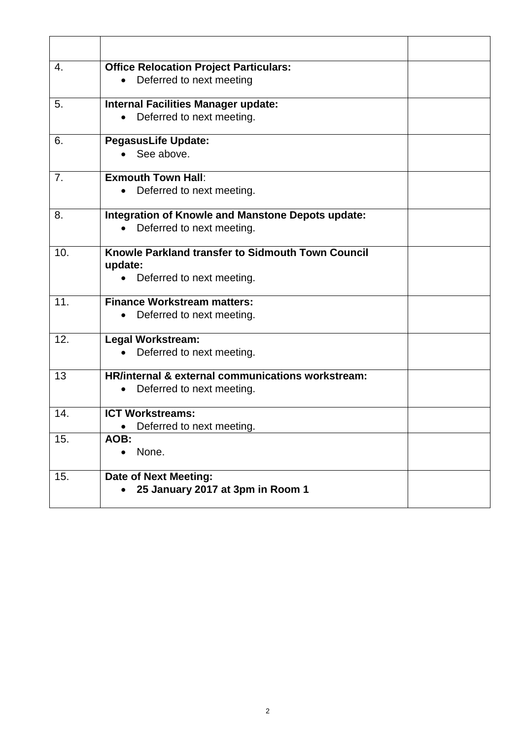| | | |
|---|---|---|
| | | |
| 4. | **Office Relocation Project Particulars:**<br>• Deferred to next meeting | |
| 5. | **Internal Facilities Manager update:**<br>• Deferred to next meeting. | |
| 6. | **PegasusLife Update:**<br>• See above. | |
| 7. | **Exmouth Town Hall**:<br>• Deferred to next meeting. | |
| 8. | **Integration of Knowle and Manstone Depots update:**<br>• Deferred to next meeting. | |
| 10. | **Knowle Parkland transfer to Sidmouth Town Council update:**<br>• Deferred to next meeting. | |
| 11. | **Finance Workstream matters:**<br>• Deferred to next meeting. | |
| 12. | **Legal Workstream:**<br>• Deferred to next meeting. | |
| 13 | **HR/internal & external communications workstream:**<br>• Deferred to next meeting. | |
| 14. | **ICT Workstreams:**<br>• Deferred to next meeting. | |
| 15. | **AOB:**<br>• None. | |
| 15. | **Date of Next Meeting:**<br>• **25 January 2017 at 3pm in Room 1** | |